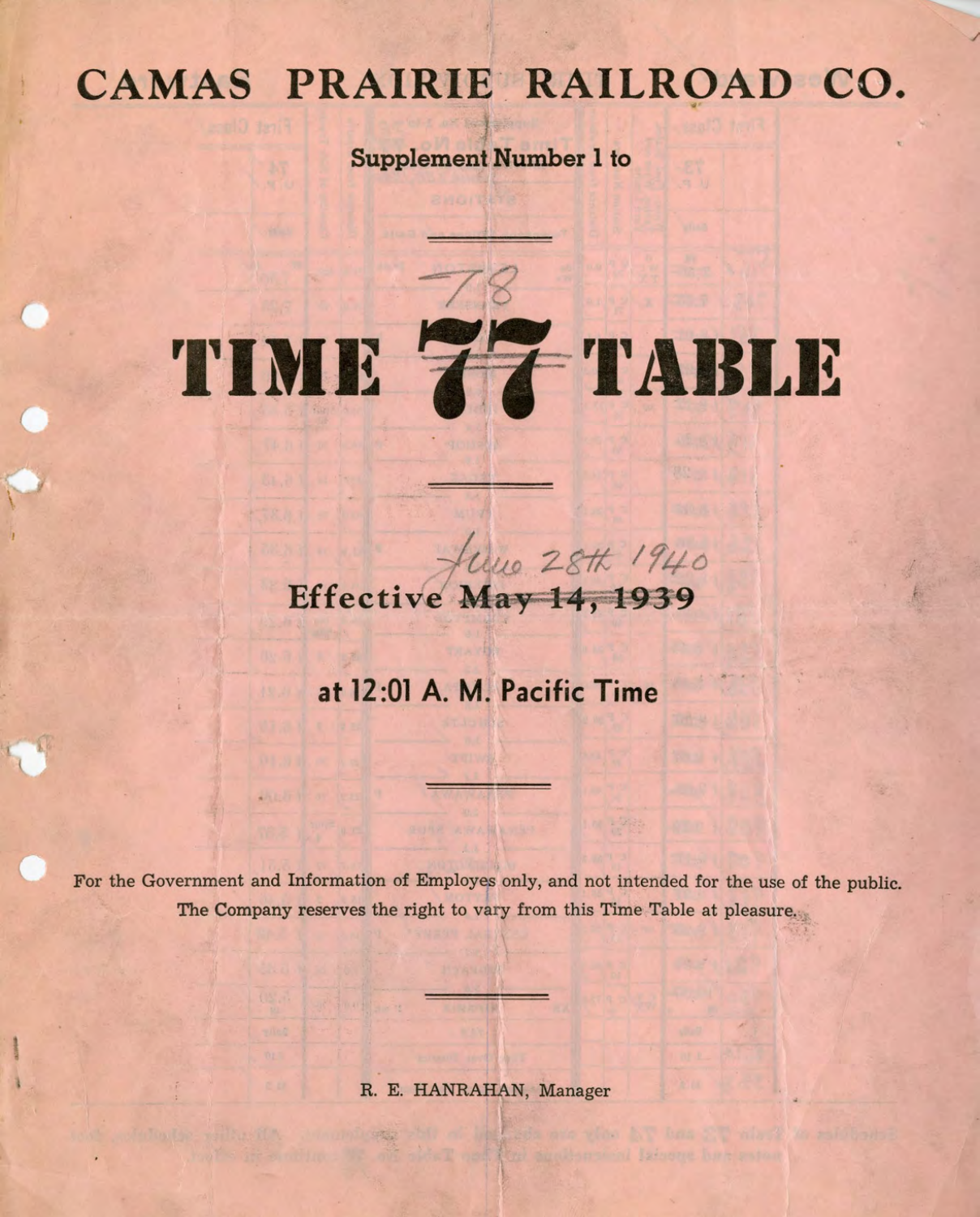# CAMAS PRAIRIE RAILROAD CO.

**Supplement Number 1 to**

# TIME ~~77~~ 78 TABLE

**Effective ~~May 14, 1939~~ June 28th 1940**

**at 12:01 A. M. Pacific Time**

For the Government and Information of Employes only, and not intended for the use of the public. The Company reserves the right to vary from this Time Table at pleasure.

R. E. HANRAHAN, Manager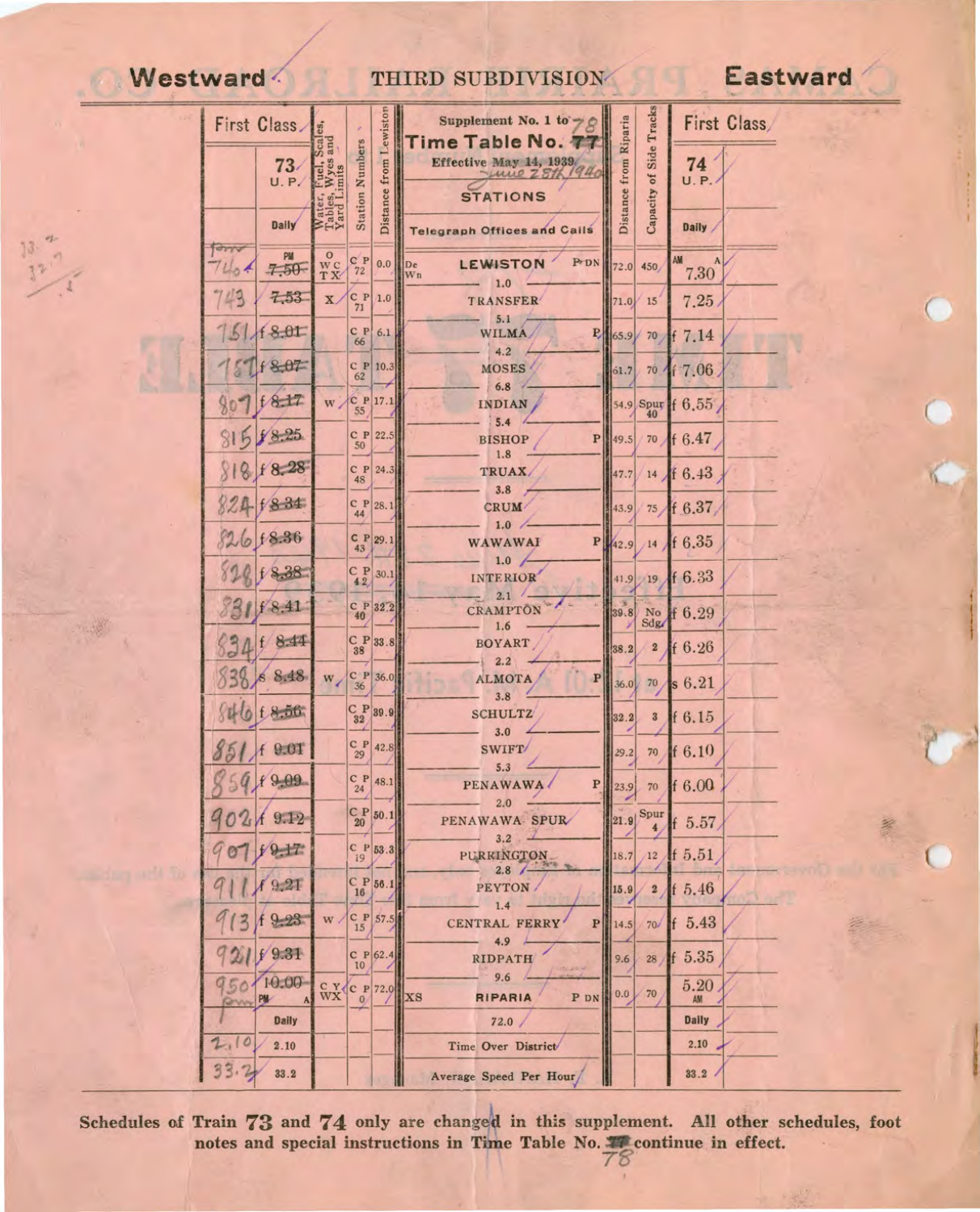# Westward — THIRD SUBDIVISION — Eastward

| First Class | | Water, Fuel, Scales, Tables, Wyes and Yard Limits | Station Numbers | Distance from Lewiston | Supplement No. 1 to 78 Time Table No. 77 Effective May 14, 1939 June 28th 1940 STATIONS | Distance from Riparia | Capacity of Side Tracks | First Class |
|---|---|---|---|---|---|---|---|---|
| | 73 U. P. | | | | | | | 74 U. P. |
| | Daily | | | | Telegraph Offices and Calls | | | Daily |
| 7.40 pm | PM 7.50 | O WC TX | C P 72 | 0.0 | De Wn LEWISTON P DN | 72.0 | 450 | AM 7.30 A |
| | | | | | 1.0 | | | |
| 7.43 | 7.53 | X | C P 71 | 1.0 | TRANSFER | 71.0 | 15 | 7.25 |
| | | | | | 5.1 | | | |
| 7.51 | f 8.01 | | C P 66 | 6.1 | WILMA P | 65.9 | 70 | f 7.14 |
| | | | | | 4.2 | | | |
| 7.57 | f 8.07 | | C P 62 | 10.3 | MOSES | 61.7 | 70 | f 7.06 |
| | | | | | 6.8 | | | |
| 8.07 | f 8.17 | W | C P 55 | 17.1 | INDIAN | 54.9 | Spur 40 | f 6.55 |
| | | | | | 5.4 | | | |
| 8.15 | f 8.25 | | C P 50 | 22.5 | BISHOP P | 49.5 | 70 | f 6.47 |
| | | | | | 1.8 | | | |
| 8.18 | f 8.28 | | C P 48 | 24.3 | TRUAX | 47.7 | 14 | f 6.43 |
| | | | | | 3.8 | | | |
| 8.24 | f 8.34 | | C P 44 | 28.1 | CRUM | 43.9 | 75 | f 6.37 |
| | | | | | 1.0 | | | |
| 8.26 | f 8.36 | | C P 43 | 29.1 | WAWAWAI P | 42.9 | 14 | f 6.35 |
| | | | | | 1.0 | | | |
| 8.28 | f 8.38 | | C P 42 | 30.1 | INTERIOR | 41.9 | 19 | f 6.33 |
| | | | | | 2.1 | | | |
| 8.31 | f 8.41 | | C P 40 | 32.2 | CRAMPTON | 39.8 | No Sdg | f 6.29 |
| | | | | | 1.6 | | | |
| 8.34 | f 8.44 | | C P 38 | 33.8 | BOYART | 38.2 | 2 | f 6.26 |
| | | | | | 2.2 | | | |
| 8.38 | s 8.48 | W | C P 36 | 36.0 | ALMOTA P | 36.0 | 70 | s 6.21 |
| | | | | | 3.8 | | | |
| 8.46 | f 8.56 | | C P 32 | 39.9 | SCHULTZ | 32.2 | 3 | f 6.15 |
| | | | | | 3.0 | | | |
| 8.51 | f 9.01 | | C P 29 | 42.8 | SWIFT | 29.2 | 70 | f 6.10 |
| | | | | | 5.3 | | | |
| 8.59 | f 9.09 | | C P 24 | 48.1 | PENAWAWA P | 23.9 | 70 | f 6.00 |
| | | | | | 2.0 | | | |
| 9.02 | f 9.12 | | C P 20 | 50.1 | PENAWAWA SPUR | 21.9 | Spur 4 | f 5.57 |
| | | | | | 3.2 | | | |
| 9.07 | f 9.17 | | C P 19 | 53.3 | PURRINGTON | 18.7 | 12 | f 5.51 |
| | | | | | 2.8 | | | |
| 9.11 | f 9.21 | | C P 16 | 56.1 | PEYTON | 15.9 | 2 | f 5.46 |
| | | | | | 1.4 | | | |
| 9.13 | f 9.23 | W | C P 15 | 57.5 | CENTRAL FERRY P | 14.5 | 70 | f 5.43 |
| | | | | | 4.9 | | | |
| 9.21 | f 9.31 | | C P 10 | 62.4 | RIDPATH | 9.6 | 28 | f 5.35 |
| | | | | | 9.6 | | | |
| 9.50 pm | 10.00 PM A | C Y WX | C P 0 | 72.0 | XS RIPARIA P DN | 0.0 | 70 | 5.20 AM |
| | Daily | | | | 72.0 | | | Daily |
| 2.10 | 2.10 | | | | Time Over District | | | 2.10 |
| 33.2 | 33.2 | | | | Average Speed Per Hour | | | 33.2 |

**Schedules of Train 73 and 74 only are changed in this supplement. All other schedules, foot notes and special instructions in Time Table No. ~~77~~ 78 continue in effect.**